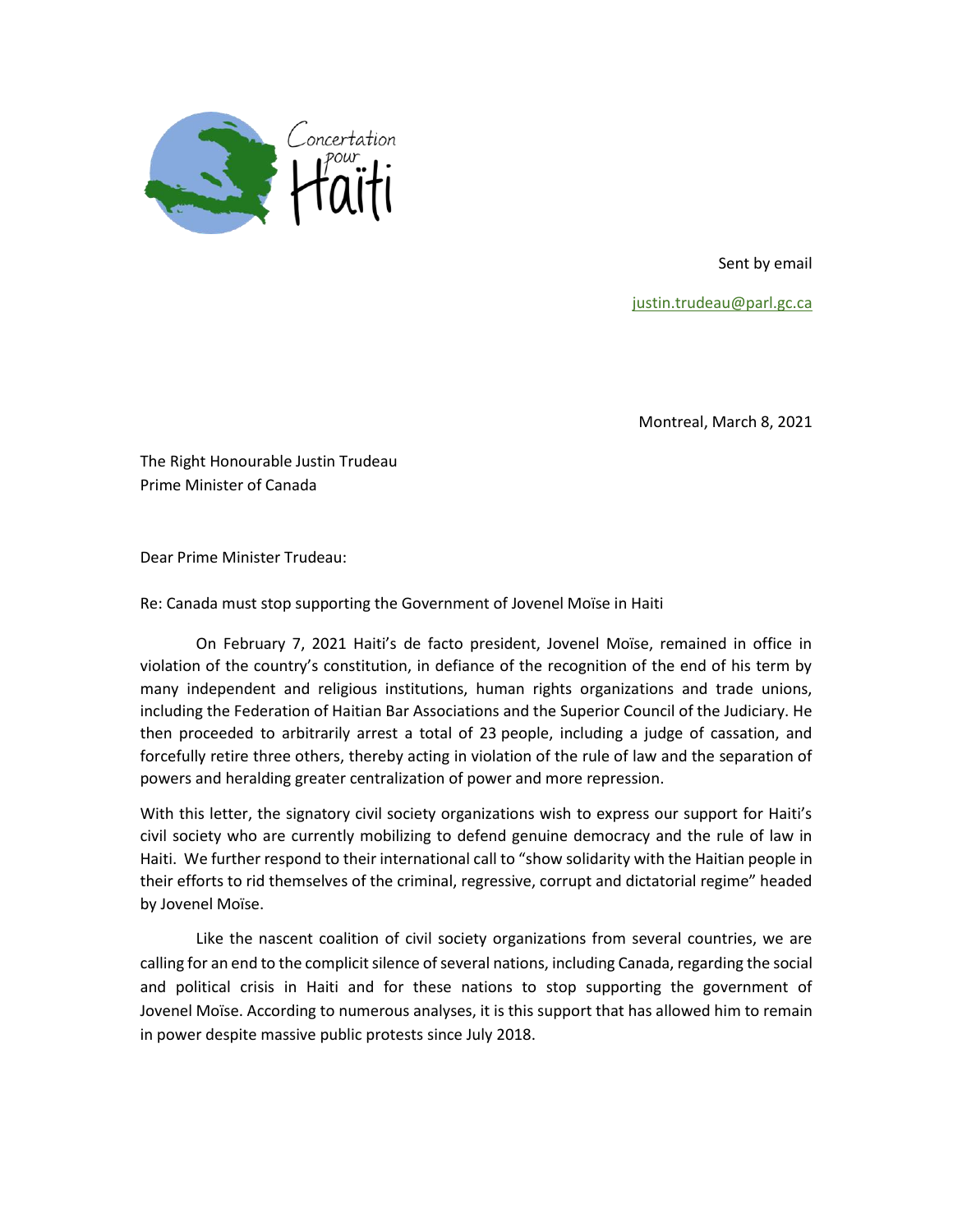Concertation pour Haïti

Sent by email

justin.trudeau@parl.gc.ca

Montreal, March 8, 2021

The Right Honourable Justin Trudeau
Prime Minister of Canada

Dear Prime Minister Trudeau:

Re: Canada must stop supporting the Government of Jovenel Moïse in Haiti

On February 7, 2021 Haiti's de facto president, Jovenel Moïse, remained in office in violation of the country's constitution, in defiance of the recognition of the end of his term by many independent and religious institutions, human rights organizations and trade unions, including the Federation of Haitian Bar Associations and the Superior Council of the Judiciary. He then proceeded to arbitrarily arrest a total of 23 people, including a judge of cassation, and forcefully retire three others, thereby acting in violation of the rule of law and the separation of powers and heralding greater centralization of power and more repression.

With this letter, the signatory civil society organizations wish to express our support for Haiti's civil society who are currently mobilizing to defend genuine democracy and the rule of law in Haiti. We further respond to their international call to "show solidarity with the Haitian people in their efforts to rid themselves of the criminal, regressive, corrupt and dictatorial regime" headed by Jovenel Moïse.

Like the nascent coalition of civil society organizations from several countries, we are calling for an end to the complicit silence of several nations, including Canada, regarding the social and political crisis in Haiti and for these nations to stop supporting the government of Jovenel Moïse. According to numerous analyses, it is this support that has allowed him to remain in power despite massive public protests since July 2018.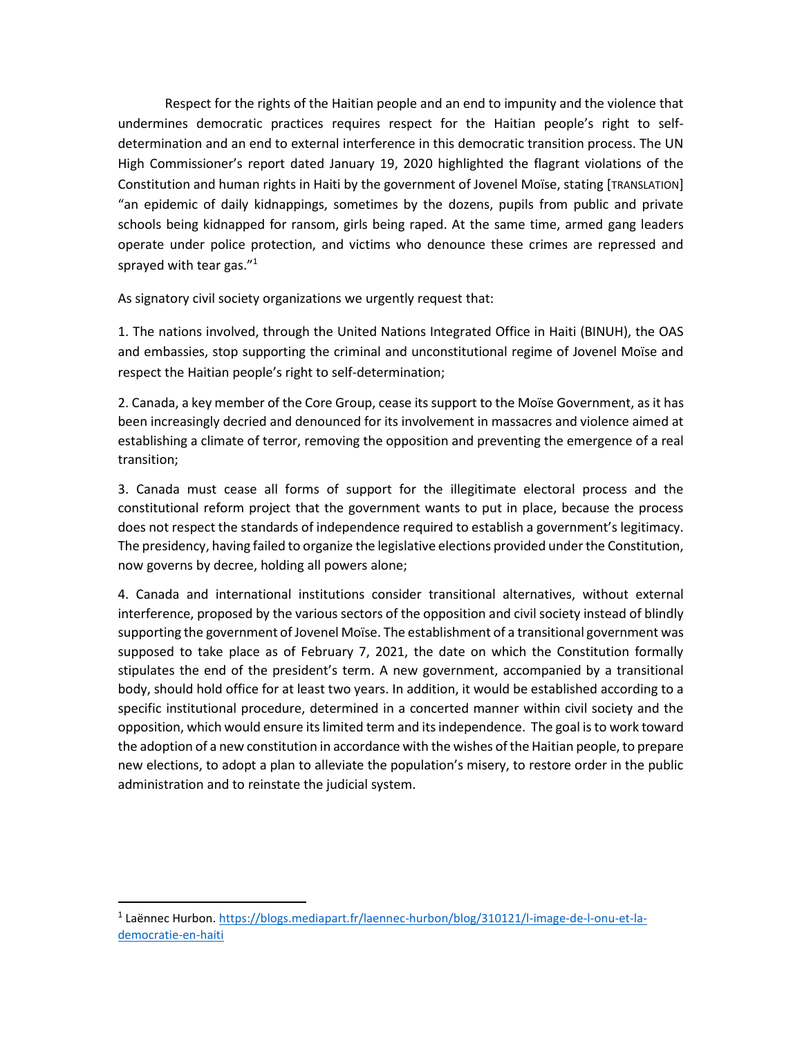Respect for the rights of the Haitian people and an end to impunity and the violence that undermines democratic practices requires respect for the Haitian people's right to self-determination and an end to external interference in this democratic transition process. The UN High Commissioner's report dated January 19, 2020 highlighted the flagrant violations of the Constitution and human rights in Haiti by the government of Jovenel Moïse, stating [TRANSLATION] "an epidemic of daily kidnappings, sometimes by the dozens, pupils from public and private schools being kidnapped for ransom, girls being raped. At the same time, armed gang leaders operate under police protection, and victims who denounce these crimes are repressed and sprayed with tear gas."[1]

As signatory civil society organizations we urgently request that:

1. The nations involved, through the United Nations Integrated Office in Haiti (BINUH), the OAS and embassies, stop supporting the criminal and unconstitutional regime of Jovenel Moïse and respect the Haitian people's right to self-determination;

2. Canada, a key member of the Core Group, cease its support to the Moïse Government, as it has been increasingly decried and denounced for its involvement in massacres and violence aimed at establishing a climate of terror, removing the opposition and preventing the emergence of a real transition;

3. Canada must cease all forms of support for the illegitimate electoral process and the constitutional reform project that the government wants to put in place, because the process does not respect the standards of independence required to establish a government's legitimacy. The presidency, having failed to organize the legislative elections provided under the Constitution, now governs by decree, holding all powers alone;

4. Canada and international institutions consider transitional alternatives, without external interference, proposed by the various sectors of the opposition and civil society instead of blindly supporting the government of Jovenel Moïse. The establishment of a transitional government was supposed to take place as of February 7, 2021, the date on which the Constitution formally stipulates the end of the president's term. A new government, accompanied by a transitional body, should hold office for at least two years. In addition, it would be established according to a specific institutional procedure, determined in a concerted manner within civil society and the opposition, which would ensure its limited term and its independence. The goal is to work toward the adoption of a new constitution in accordance with the wishes of the Haitian people, to prepare new elections, to adopt a plan to alleviate the population's misery, to restore order in the public administration and to reinstate the judicial system.

---

[1] Laënnec Hurbon. https://blogs.mediapart.fr/laennec-hurbon/blog/310121/l-image-de-l-onu-et-la-democratie-en-haiti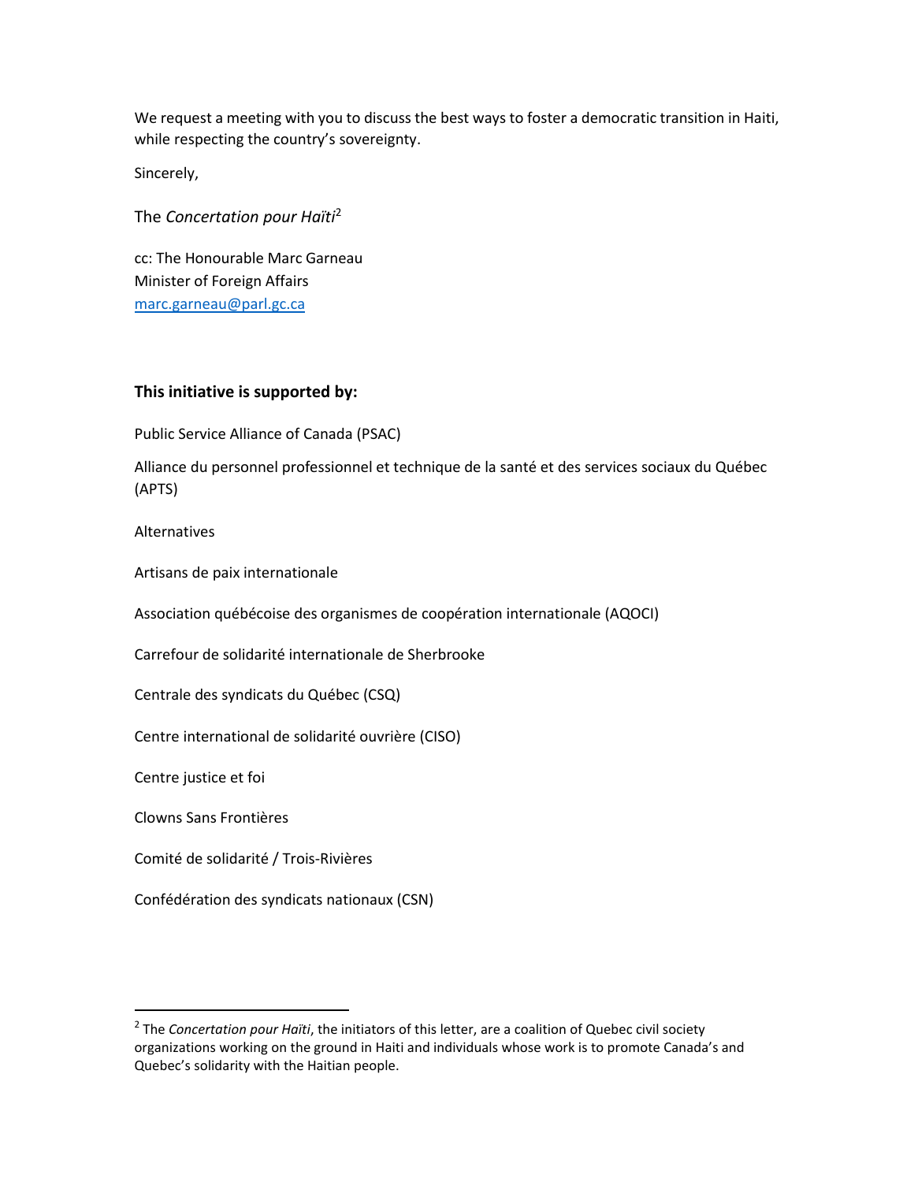We request a meeting with you to discuss the best ways to foster a democratic transition in Haiti, while respecting the country's sovereignty.

Sincerely,

The *Concertation pour Haïti*[2]

cc: The Honourable Marc Garneau
Minister of Foreign Affairs
marc.garneau@parl.gc.ca

**This initiative is supported by:**

Public Service Alliance of Canada (PSAC)

Alliance du personnel professionnel et technique de la santé et des services sociaux du Québec (APTS)

Alternatives

Artisans de paix internationale

Association québécoise des organismes de coopération internationale (AQOCI)

Carrefour de solidarité internationale de Sherbrooke

Centrale des syndicats du Québec (CSQ)

Centre international de solidarité ouvrière (CISO)

Centre justice et foi

Clowns Sans Frontières

Comité de solidarité / Trois-Rivières

Confédération des syndicats nationaux (CSN)

---

[2] The *Concertation pour Haïti*, the initiators of this letter, are a coalition of Quebec civil society organizations working on the ground in Haiti and individuals whose work is to promote Canada's and Quebec's solidarity with the Haitian people.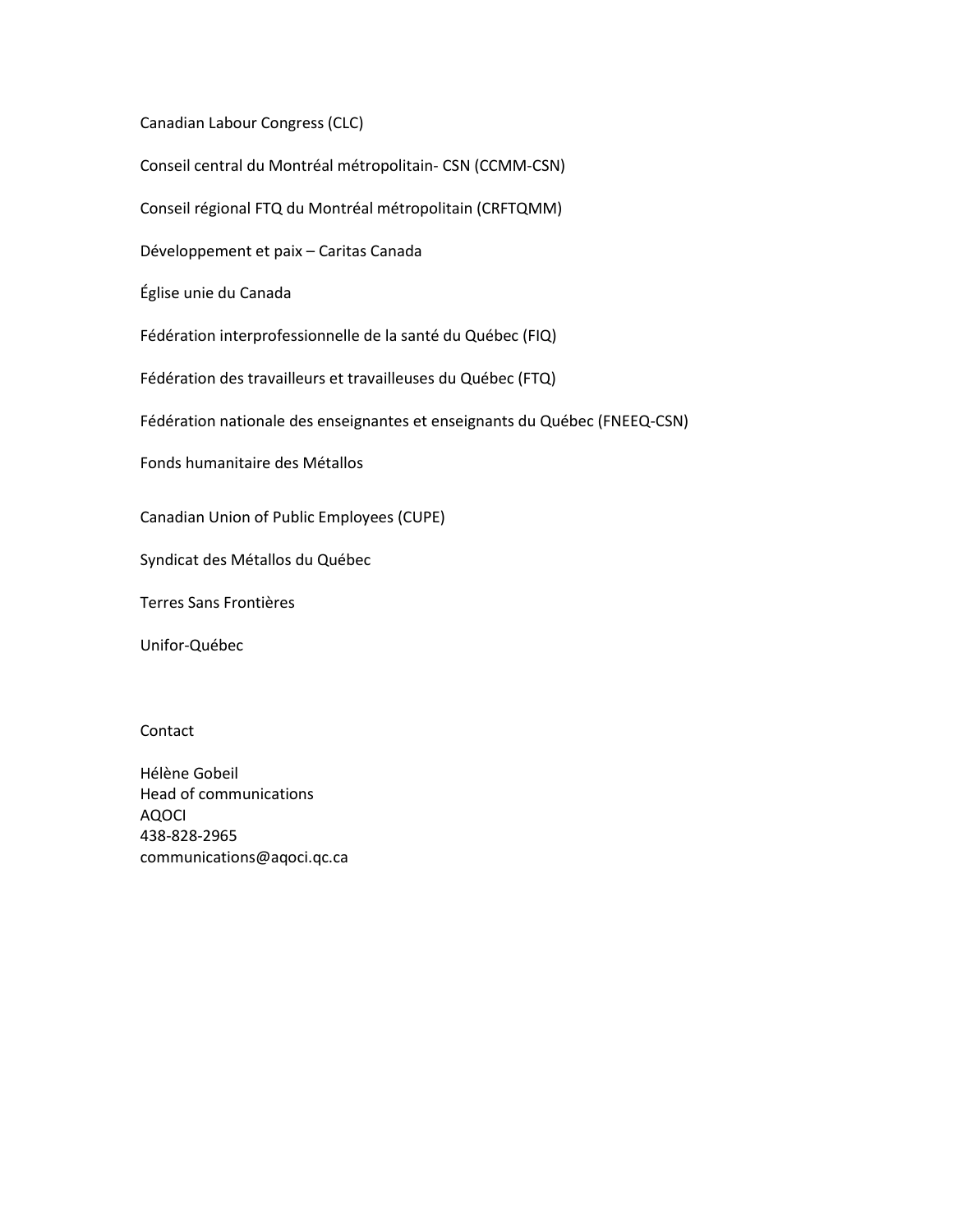Canadian Labour Congress (CLC)

Conseil central du Montréal métropolitain- CSN (CCMM-CSN)

Conseil régional FTQ du Montréal métropolitain (CRFTQMM)

Développement et paix – Caritas Canada

Église unie du Canada

Fédération interprofessionnelle de la santé du Québec (FIQ)

Fédération des travailleurs et travailleuses du Québec (FTQ)

Fédération nationale des enseignantes et enseignants du Québec (FNEEQ-CSN)

Fonds humanitaire des Métallos

Canadian Union of Public Employees (CUPE)

Syndicat des Métallos du Québec

Terres Sans Frontières

Unifor-Québec

Contact

Hélène Gobeil
Head of communications
AQOCI
438-828-2965
communications@aqoci.qc.ca